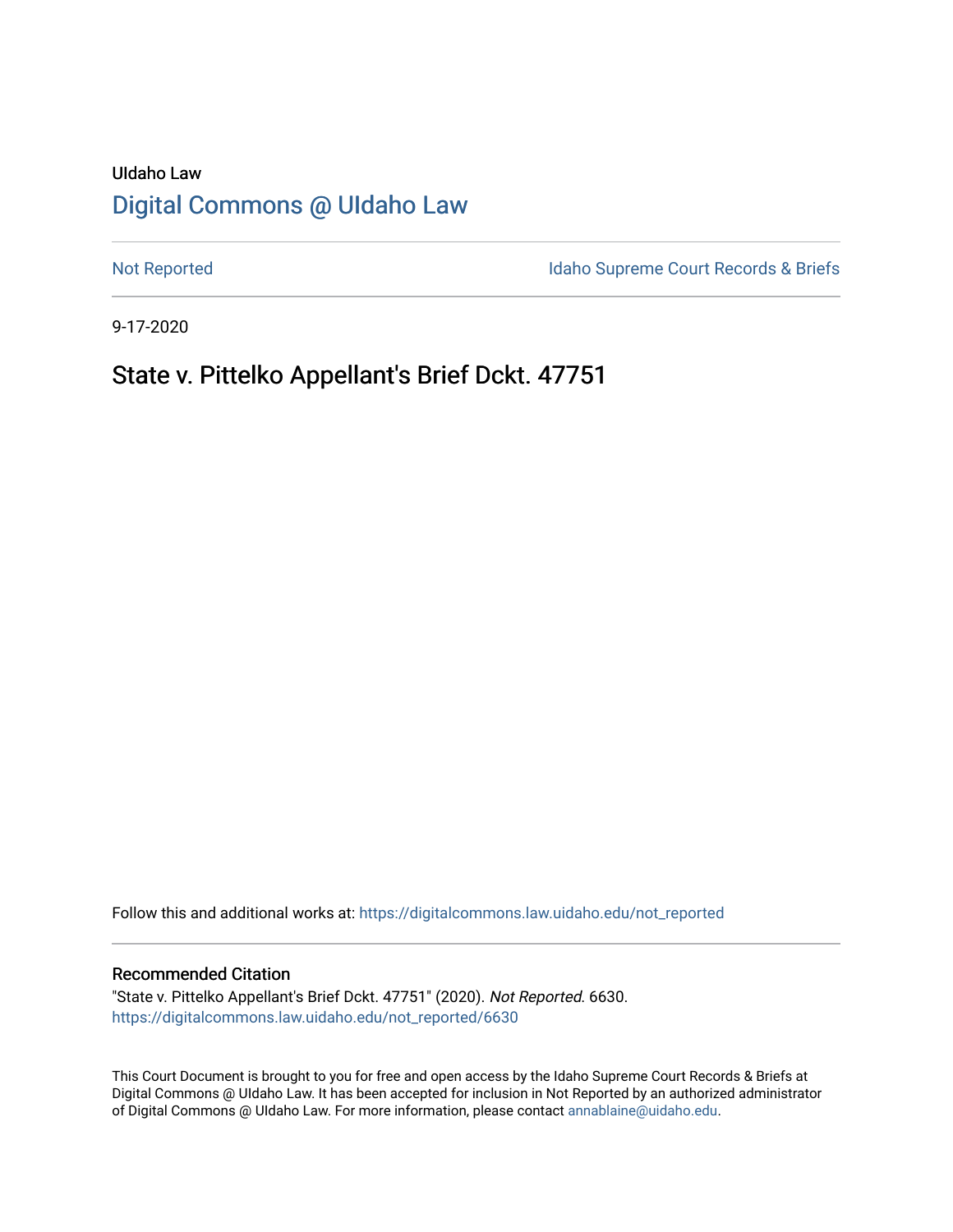UIdaho Law

# Digital Commons @ UIdaho Law

Not Reported

Idaho Supreme Court Records & Briefs

9-17-2020

## State v. Pittelko Appellant's Brief Dckt. 47751

Follow this and additional works at: https://digitalcommons.law.uidaho.edu/not_reported

### Recommended Citation

"State v. Pittelko Appellant's Brief Dckt. 47751" (2020). *Not Reported*. 6630.
https://digitalcommons.law.uidaho.edu/not_reported/6630

This Court Document is brought to you for free and open access by the Idaho Supreme Court Records & Briefs at Digital Commons @ UIdaho Law. It has been accepted for inclusion in Not Reported by an authorized administrator of Digital Commons @ UIdaho Law. For more information, please contact annablaine@uidaho.edu.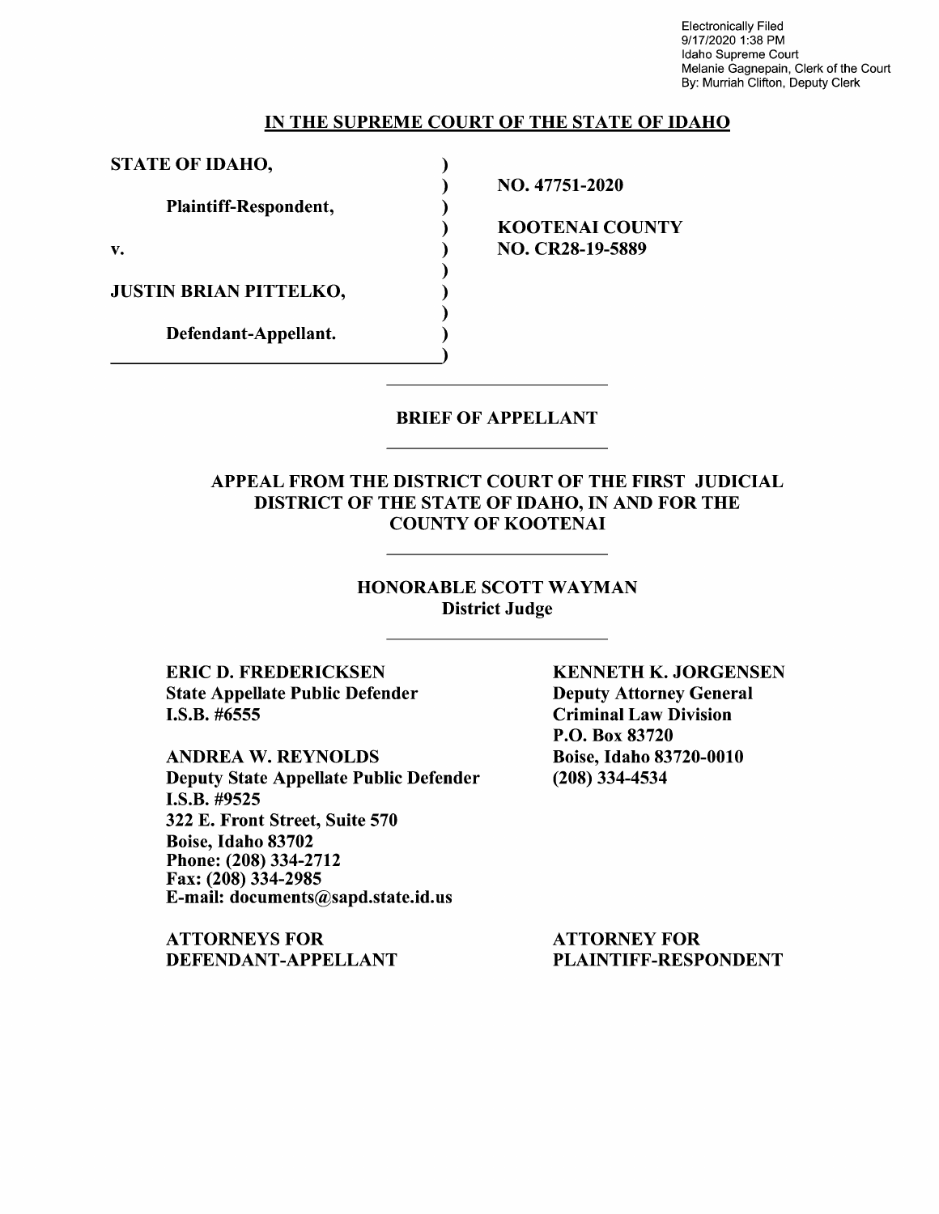Electronically Filed
9/17/2020 1:38 PM
Idaho Supreme Court
Melanie Gagnepain, Clerk of the Court
By: Murriah Clifton, Deputy Clerk

**IN THE SUPREME COURT OF THE STATE OF IDAHO**

| | |
|---|---|
| **STATE OF IDAHO,** | ) |
| | ) **NO. 47751-2020** |
| **Plaintiff-Respondent,** | ) |
| | ) **KOOTENAI COUNTY** |
| **v.** | ) **NO. CR28-19-5889** |
| | ) |
| **JUSTIN BRIAN PITTELKO,** | ) |
| | ) |
| **Defendant-Appellant.** | ) |

## BRIEF OF APPELLANT

### APPEAL FROM THE DISTRICT COURT OF THE FIRST JUDICIAL DISTRICT OF THE STATE OF IDAHO, IN AND FOR THE COUNTY OF KOOTENAI

**HONORABLE SCOTT WAYMAN**
**District Judge**

**ERIC D. FREDERICKSEN**
**State Appellate Public Defender**
**I.S.B. #6555**

**ANDREA W. REYNOLDS**
**Deputy State Appellate Public Defender**
**I.S.B. #9525**
**322 E. Front Street, Suite 570**
**Boise, Idaho 83702**
**Phone: (208) 334-2712**
**Fax: (208) 334-2985**
**E-mail: documents@sapd.state.id.us**

**ATTORNEYS FOR DEFENDANT-APPELLANT**

**KENNETH K. JORGENSEN**
**Deputy Attorney General**
**Criminal Law Division**
**P.O. Box 83720**
**Boise, Idaho 83720-0010**
**(208) 334-4534**

**ATTORNEY FOR PLAINTIFF-RESPONDENT**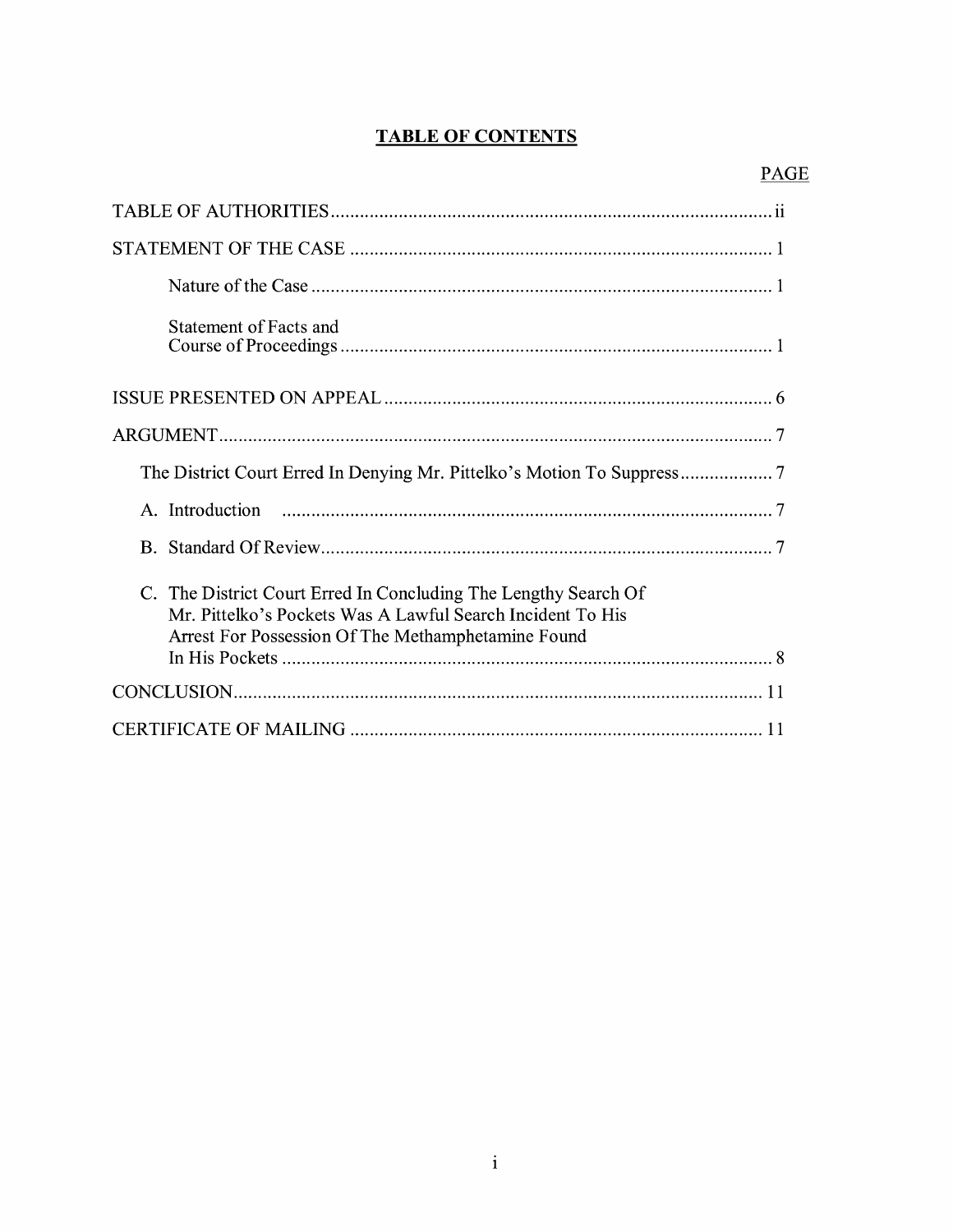# TABLE OF CONTENTS

| | PAGE |
|---|---|
| TABLE OF AUTHORITIES | ii |
| STATEMENT OF THE CASE | 1 |
| Nature of the Case | 1 |
| Statement of Facts and Course of Proceedings | 1 |
| ISSUE PRESENTED ON APPEAL | 6 |
| ARGUMENT | 7 |
| The District Court Erred In Denying Mr. Pittelko's Motion To Suppress | 7 |
| A. Introduction | 7 |
| B. Standard Of Review | 7 |
| C. The District Court Erred In Concluding The Lengthy Search Of Mr. Pittelko's Pockets Was A Lawful Search Incident To His Arrest For Possession Of The Methamphetamine Found In His Pockets | 8 |
| CONCLUSION | 11 |
| CERTIFICATE OF MAILING | 11 |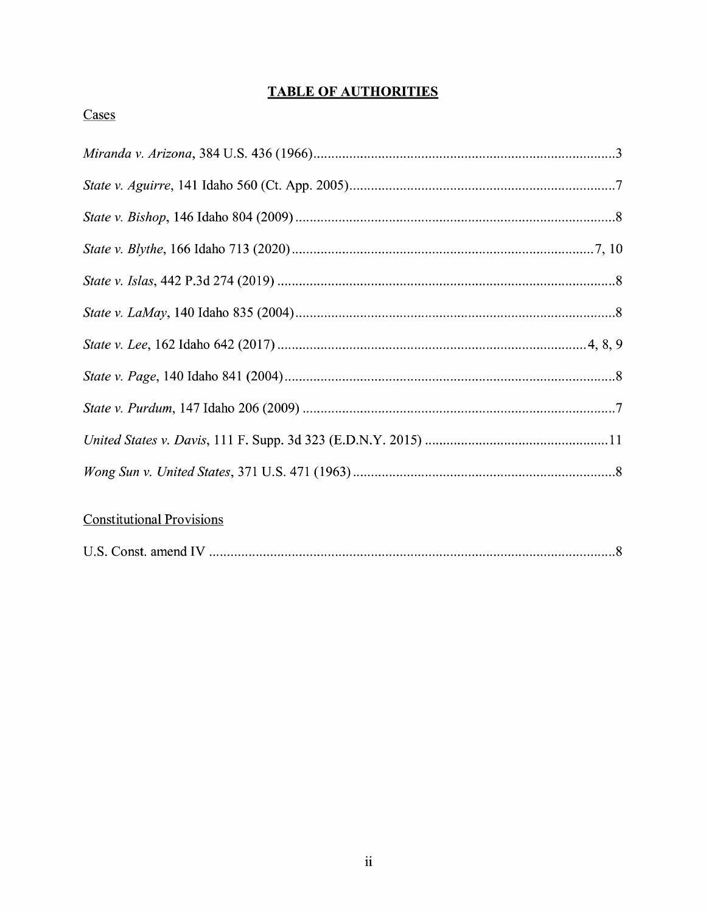# TABLE OF AUTHORITIES

## Cases

*Miranda v. Arizona*, 384 U.S. 436 (1966) .......... 3

*State v. Aguirre*, 141 Idaho 560 (Ct. App. 2005) .......... 7

*State v. Bishop*, 146 Idaho 804 (2009) .......... 8

*State v. Blythe*, 166 Idaho 713 (2020) .......... 7, 10

*State v. Islas*, 442 P.3d 274 (2019) .......... 8

*State v. LaMay*, 140 Idaho 835 (2004) .......... 8

*State v. Lee*, 162 Idaho 642 (2017) .......... 4, 8, 9

*State v. Page*, 140 Idaho 841 (2004) .......... 8

*State v. Purdum*, 147 Idaho 206 (2009) .......... 7

*United States v. Davis*, 111 F. Supp. 3d 323 (E.D.N.Y. 2015) .......... 11

*Wong Sun v. United States*, 371 U.S. 471 (1963) .......... 8

## Constitutional Provisions

U.S. Const. amend IV .......... 8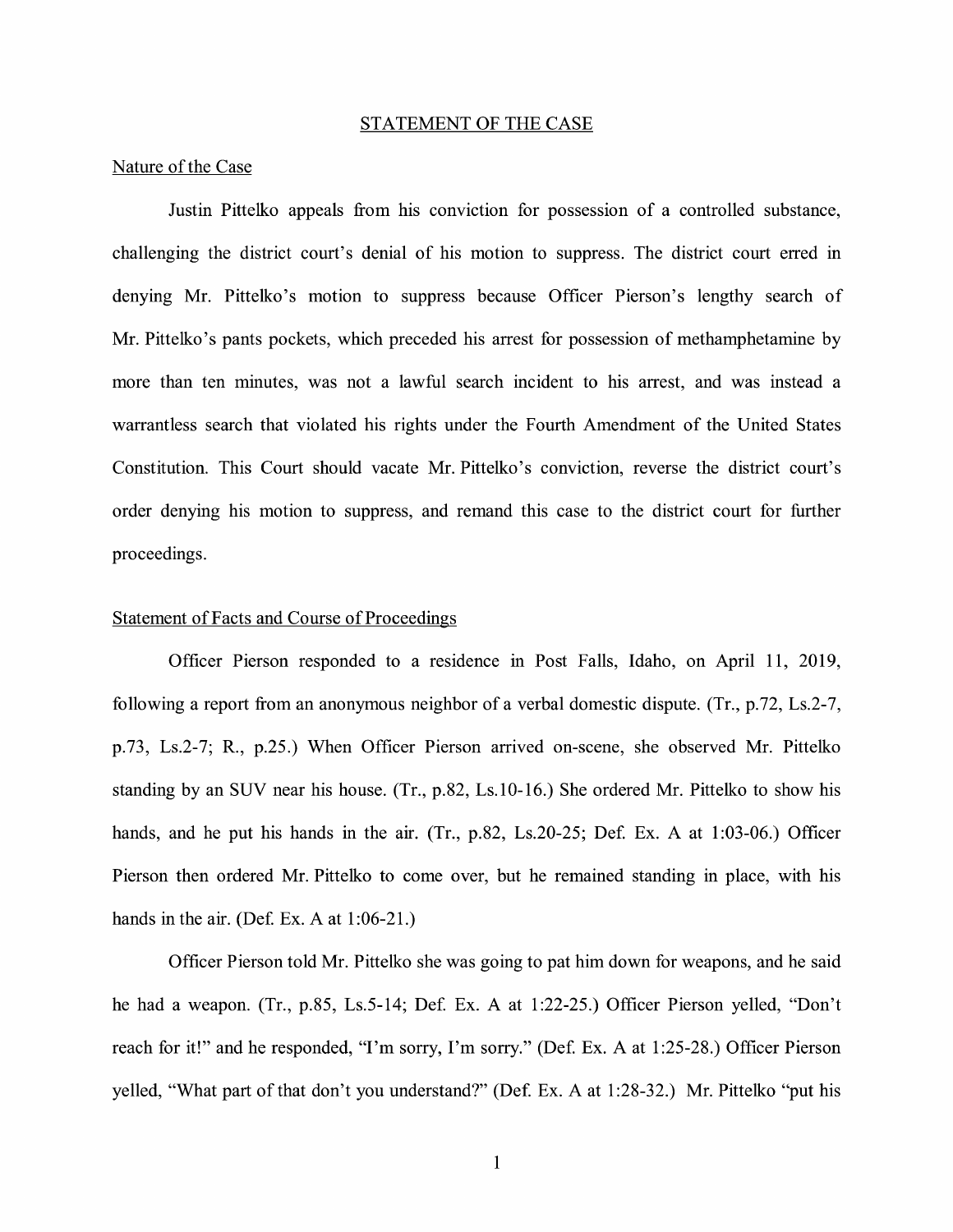## STATEMENT OF THE CASE

### Nature of the Case

Justin Pittelko appeals from his conviction for possession of a controlled substance, challenging the district court's denial of his motion to suppress. The district court erred in denying Mr. Pittelko's motion to suppress because Officer Pierson's lengthy search of Mr. Pittelko's pants pockets, which preceded his arrest for possession of methamphetamine by more than ten minutes, was not a lawful search incident to his arrest, and was instead a warrantless search that violated his rights under the Fourth Amendment of the United States Constitution. This Court should vacate Mr. Pittelko's conviction, reverse the district court's order denying his motion to suppress, and remand this case to the district court for further proceedings.

### Statement of Facts and Course of Proceedings

Officer Pierson responded to a residence in Post Falls, Idaho, on April 11, 2019, following a report from an anonymous neighbor of a verbal domestic dispute. (Tr., p.72, Ls.2-7, p.73, Ls.2-7; R., p.25.) When Officer Pierson arrived on-scene, she observed Mr. Pittelko standing by an SUV near his house. (Tr., p.82, Ls.10-16.) She ordered Mr. Pittelko to show his hands, and he put his hands in the air. (Tr., p.82, Ls.20-25; Def. Ex. A at 1:03-06.) Officer Pierson then ordered Mr. Pittelko to come over, but he remained standing in place, with his hands in the air. (Def. Ex. A at 1:06-21.)

Officer Pierson told Mr. Pittelko she was going to pat him down for weapons, and he said he had a weapon. (Tr., p.85, Ls.5-14; Def. Ex. A at 1:22-25.) Officer Pierson yelled, "Don't reach for it!" and he responded, "I'm sorry, I'm sorry." (Def. Ex. A at 1:25-28.) Officer Pierson yelled, "What part of that don't you understand?" (Def. Ex. A at 1:28-32.) Mr. Pittelko "put his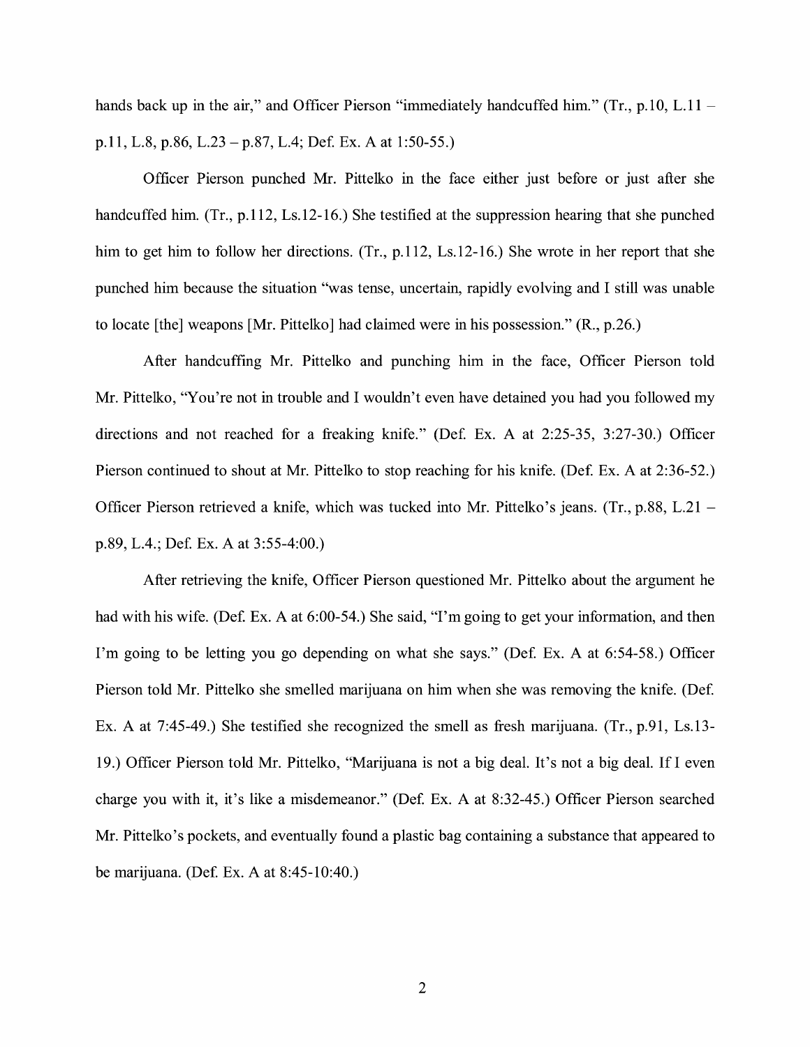hands back up in the air," and Officer Pierson "immediately handcuffed him." (Tr., p.10, L.11 – p.11, L.8, p.86, L.23 – p.87, L.4; Def. Ex. A at 1:50-55.)

Officer Pierson punched Mr. Pittelko in the face either just before or just after she handcuffed him. (Tr., p.112, Ls.12-16.) She testified at the suppression hearing that she punched him to get him to follow her directions. (Tr., p.112, Ls.12-16.) She wrote in her report that she punched him because the situation "was tense, uncertain, rapidly evolving and I still was unable to locate [the] weapons [Mr. Pittelko] had claimed were in his possession." (R., p.26.)

After handcuffing Mr. Pittelko and punching him in the face, Officer Pierson told Mr. Pittelko, "You're not in trouble and I wouldn't even have detained you had you followed my directions and not reached for a freaking knife." (Def. Ex. A at 2:25-35, 3:27-30.) Officer Pierson continued to shout at Mr. Pittelko to stop reaching for his knife. (Def. Ex. A at 2:36-52.) Officer Pierson retrieved a knife, which was tucked into Mr. Pittelko's jeans. (Tr., p.88, L.21 – p.89, L.4.; Def. Ex. A at 3:55-4:00.)

After retrieving the knife, Officer Pierson questioned Mr. Pittelko about the argument he had with his wife. (Def. Ex. A at 6:00-54.) She said, "I'm going to get your information, and then I'm going to be letting you go depending on what she says." (Def. Ex. A at 6:54-58.) Officer Pierson told Mr. Pittelko she smelled marijuana on him when she was removing the knife. (Def. Ex. A at 7:45-49.) She testified she recognized the smell as fresh marijuana. (Tr., p.91, Ls.13-19.) Officer Pierson told Mr. Pittelko, "Marijuana is not a big deal. It's not a big deal. If I even charge you with it, it's like a misdemeanor." (Def. Ex. A at 8:32-45.) Officer Pierson searched Mr. Pittelko's pockets, and eventually found a plastic bag containing a substance that appeared to be marijuana. (Def. Ex. A at 8:45-10:40.)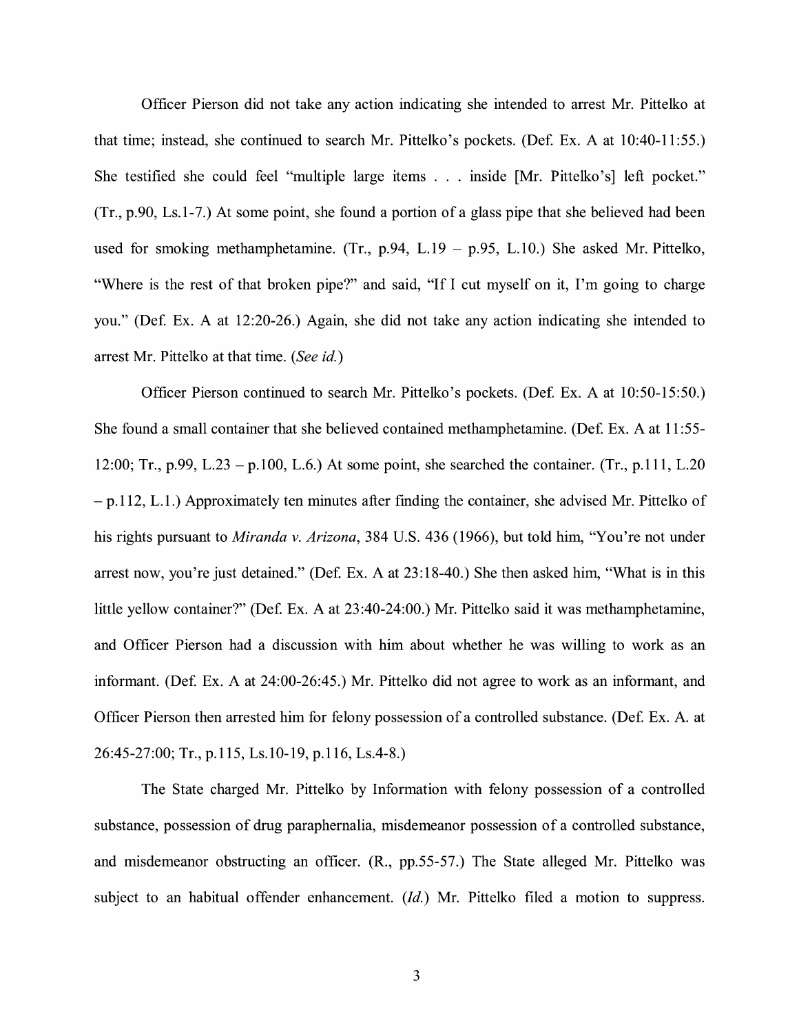Officer Pierson did not take any action indicating she intended to arrest Mr. Pittelko at that time; instead, she continued to search Mr. Pittelko's pockets. (Def. Ex. A at 10:40-11:55.) She testified she could feel "multiple large items . . . inside [Mr. Pittelko's] left pocket." (Tr., p.90, Ls.1-7.) At some point, she found a portion of a glass pipe that she believed had been used for smoking methamphetamine. (Tr., p.94, L.19 – p.95, L.10.) She asked Mr. Pittelko, "Where is the rest of that broken pipe?" and said, "If I cut myself on it, I'm going to charge you." (Def. Ex. A at 12:20-26.) Again, she did not take any action indicating she intended to arrest Mr. Pittelko at that time. (*See id.*)

Officer Pierson continued to search Mr. Pittelko's pockets. (Def. Ex. A at 10:50-15:50.) She found a small container that she believed contained methamphetamine. (Def. Ex. A at 11:55-12:00; Tr., p.99, L.23 – p.100, L.6.) At some point, she searched the container. (Tr., p.111, L.20 – p.112, L.1.) Approximately ten minutes after finding the container, she advised Mr. Pittelko of his rights pursuant to *Miranda v. Arizona*, 384 U.S. 436 (1966), but told him, "You're not under arrest now, you're just detained." (Def. Ex. A at 23:18-40.) She then asked him, "What is in this little yellow container?" (Def. Ex. A at 23:40-24:00.) Mr. Pittelko said it was methamphetamine, and Officer Pierson had a discussion with him about whether he was willing to work as an informant. (Def. Ex. A at 24:00-26:45.) Mr. Pittelko did not agree to work as an informant, and Officer Pierson then arrested him for felony possession of a controlled substance. (Def. Ex. A. at 26:45-27:00; Tr., p.115, Ls.10-19, p.116, Ls.4-8.)

The State charged Mr. Pittelko by Information with felony possession of a controlled substance, possession of drug paraphernalia, misdemeanor possession of a controlled substance, and misdemeanor obstructing an officer. (R., pp.55-57.) The State alleged Mr. Pittelko was subject to an habitual offender enhancement. (*Id.*) Mr. Pittelko filed a motion to suppress.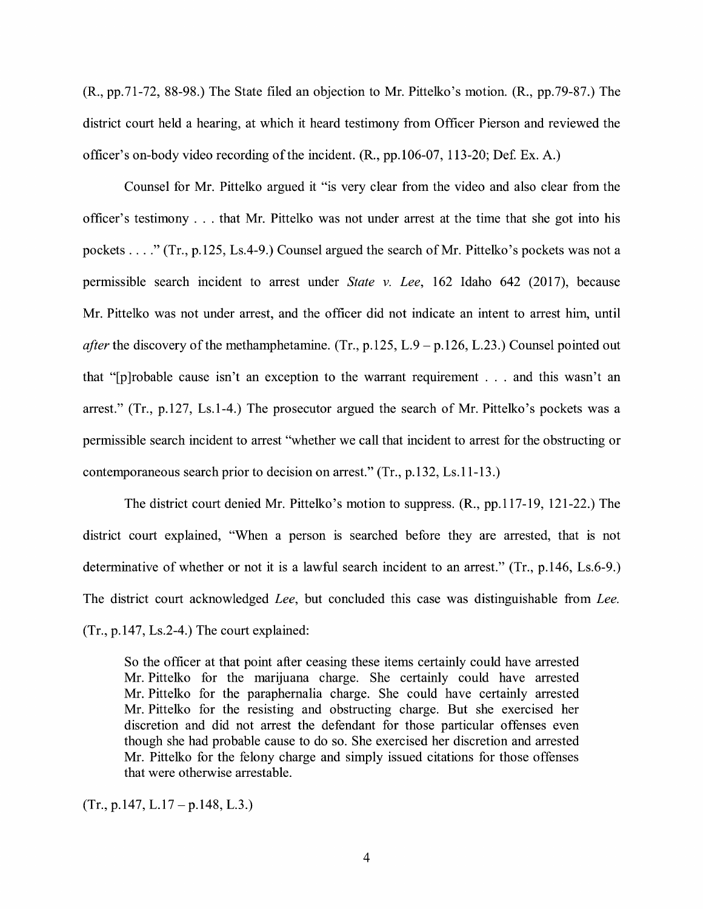(R., pp.71-72, 88-98.) The State filed an objection to Mr. Pittelko's motion. (R., pp.79-87.) The district court held a hearing, at which it heard testimony from Officer Pierson and reviewed the officer's on-body video recording of the incident. (R., pp.106-07, 113-20; Def. Ex. A.)

Counsel for Mr. Pittelko argued it "is very clear from the video and also clear from the officer's testimony . . . that Mr. Pittelko was not under arrest at the time that she got into his pockets . . . ." (Tr., p.125, Ls.4-9.) Counsel argued the search of Mr. Pittelko's pockets was not a permissible search incident to arrest under *State v. Lee*, 162 Idaho 642 (2017), because Mr. Pittelko was not under arrest, and the officer did not indicate an intent to arrest him, until *after* the discovery of the methamphetamine. (Tr., p.125, L.9 – p.126, L.23.) Counsel pointed out that "[p]robable cause isn't an exception to the warrant requirement . . . and this wasn't an arrest." (Tr., p.127, Ls.1-4.) The prosecutor argued the search of Mr. Pittelko's pockets was a permissible search incident to arrest "whether we call that incident to arrest for the obstructing or contemporaneous search prior to decision on arrest." (Tr., p.132, Ls.11-13.)

The district court denied Mr. Pittelko's motion to suppress. (R., pp.117-19, 121-22.) The district court explained, "When a person is searched before they are arrested, that is not determinative of whether or not it is a lawful search incident to an arrest." (Tr., p.146, Ls.6-9.) The district court acknowledged *Lee*, but concluded this case was distinguishable from *Lee*. (Tr., p.147, Ls.2-4.) The court explained:

> So the officer at that point after ceasing these items certainly could have arrested Mr. Pittelko for the marijuana charge. She certainly could have arrested Mr. Pittelko for the paraphernalia charge. She could have certainly arrested Mr. Pittelko for the resisting and obstructing charge. But she exercised her discretion and did not arrest the defendant for those particular offenses even though she had probable cause to do so. She exercised her discretion and arrested Mr. Pittelko for the felony charge and simply issued citations for those offenses that were otherwise arrestable.

(Tr., p.147, L.17 – p.148, L.3.)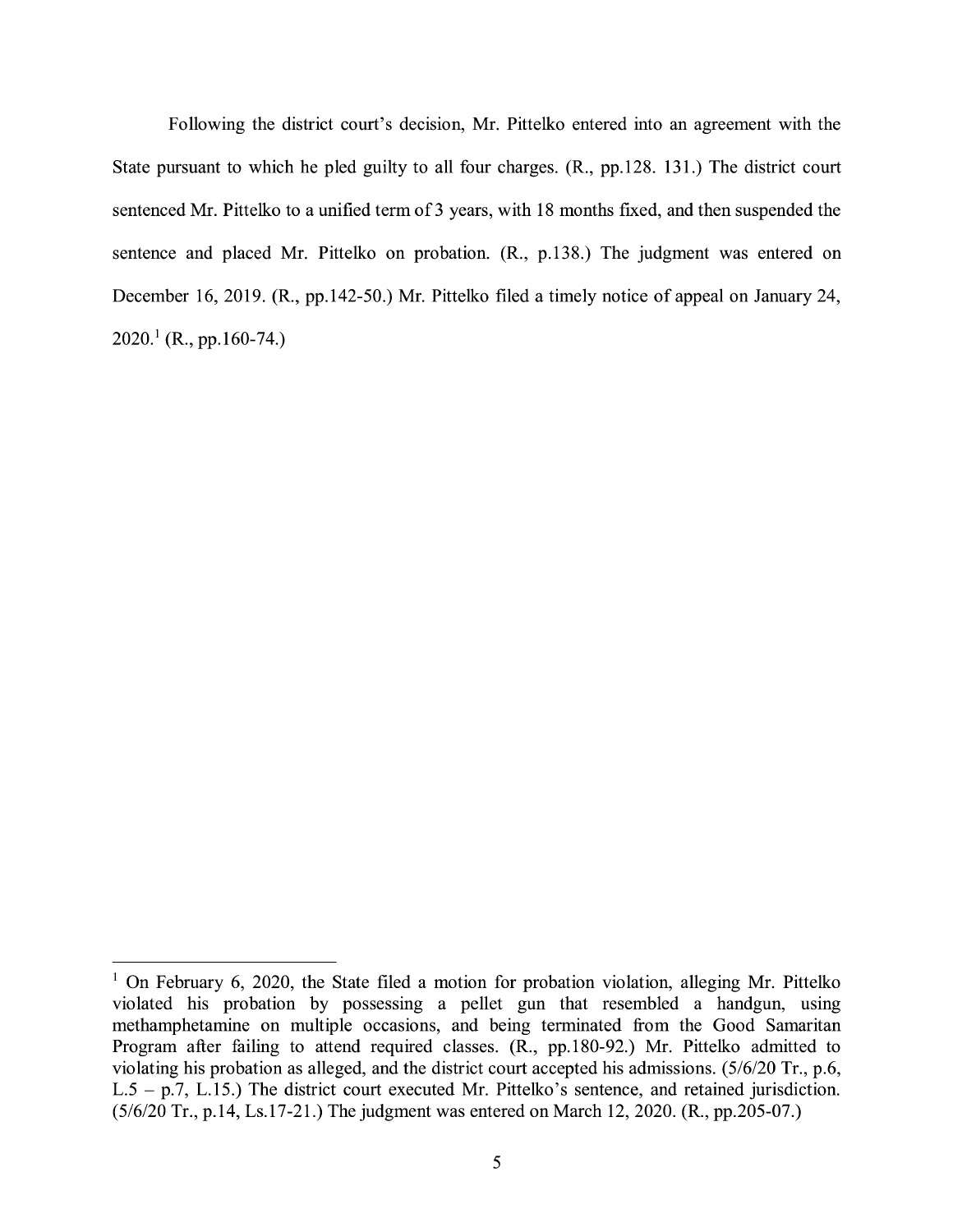Following the district court's decision, Mr. Pittelko entered into an agreement with the State pursuant to which he pled guilty to all four charges. (R., pp.128. 131.) The district court sentenced Mr. Pittelko to a unified term of 3 years, with 18 months fixed, and then suspended the sentence and placed Mr. Pittelko on probation. (R., p.138.) The judgment was entered on December 16, 2019. (R., pp.142-50.) Mr. Pittelko filed a timely notice of appeal on January 24, 2020.[1] (R., pp.160-74.)

---

[1] On February 6, 2020, the State filed a motion for probation violation, alleging Mr. Pittelko violated his probation by possessing a pellet gun that resembled a handgun, using methamphetamine on multiple occasions, and being terminated from the Good Samaritan Program after failing to attend required classes. (R., pp.180-92.) Mr. Pittelko admitted to violating his probation as alleged, and the district court accepted his admissions. (5/6/20 Tr., p.6, L.5 – p.7, L.15.) The district court executed Mr. Pittelko's sentence, and retained jurisdiction. (5/6/20 Tr., p.14, Ls.17-21.) The judgment was entered on March 12, 2020. (R., pp.205-07.)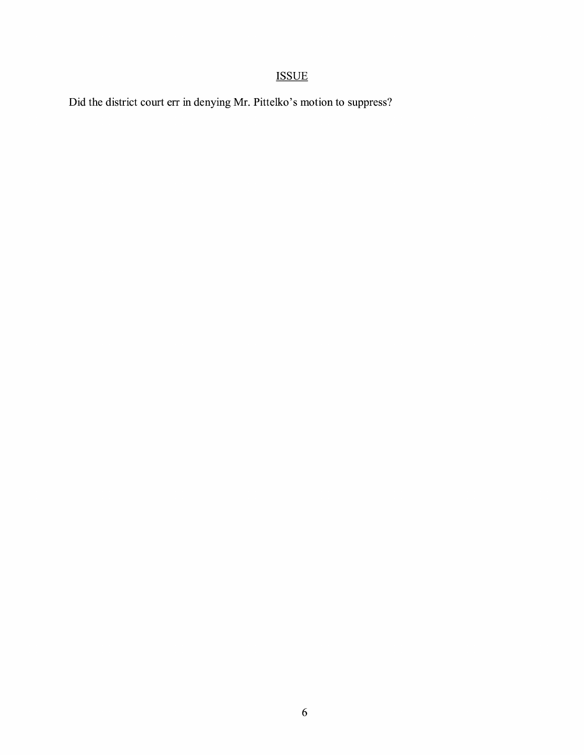## ISSUE

Did the district court err in denying Mr. Pittelko's motion to suppress?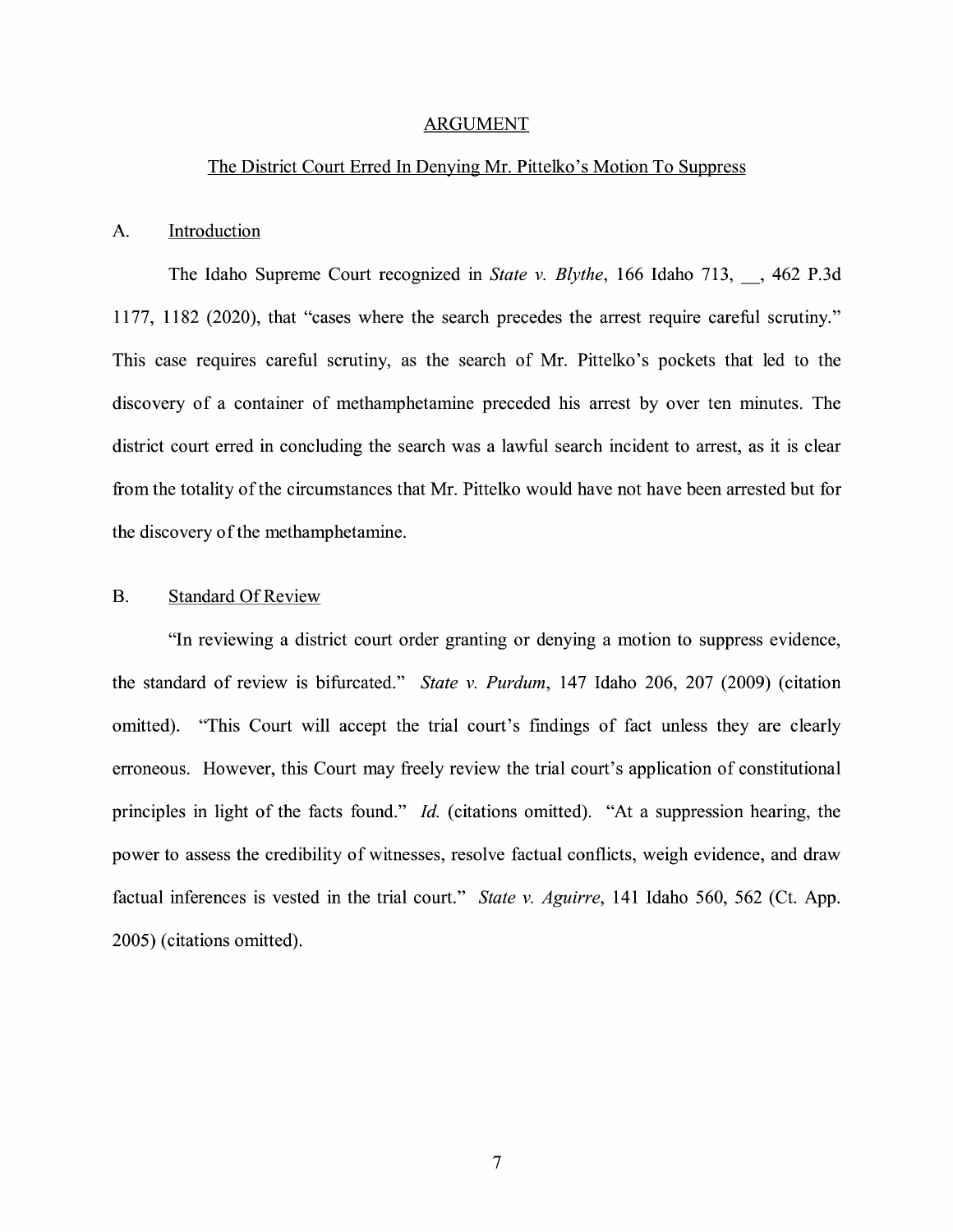## ARGUMENT

### The District Court Erred In Denying Mr. Pittelko's Motion To Suppress

### A. Introduction

The Idaho Supreme Court recognized in *State v. Blythe*, 166 Idaho 713, __, 462 P.3d 1177, 1182 (2020), that "cases where the search precedes the arrest require careful scrutiny." This case requires careful scrutiny, as the search of Mr. Pittelko's pockets that led to the discovery of a container of methamphetamine preceded his arrest by over ten minutes. The district court erred in concluding the search was a lawful search incident to arrest, as it is clear from the totality of the circumstances that Mr. Pittelko would have not have been arrested but for the discovery of the methamphetamine.

### B. Standard Of Review

"In reviewing a district court order granting or denying a motion to suppress evidence, the standard of review is bifurcated." *State v. Purdum*, 147 Idaho 206, 207 (2009) (citation omitted). "This Court will accept the trial court's findings of fact unless they are clearly erroneous. However, this Court may freely review the trial court's application of constitutional principles in light of the facts found." *Id.* (citations omitted). "At a suppression hearing, the power to assess the credibility of witnesses, resolve factual conflicts, weigh evidence, and draw factual inferences is vested in the trial court." *State v. Aguirre*, 141 Idaho 560, 562 (Ct. App. 2005) (citations omitted).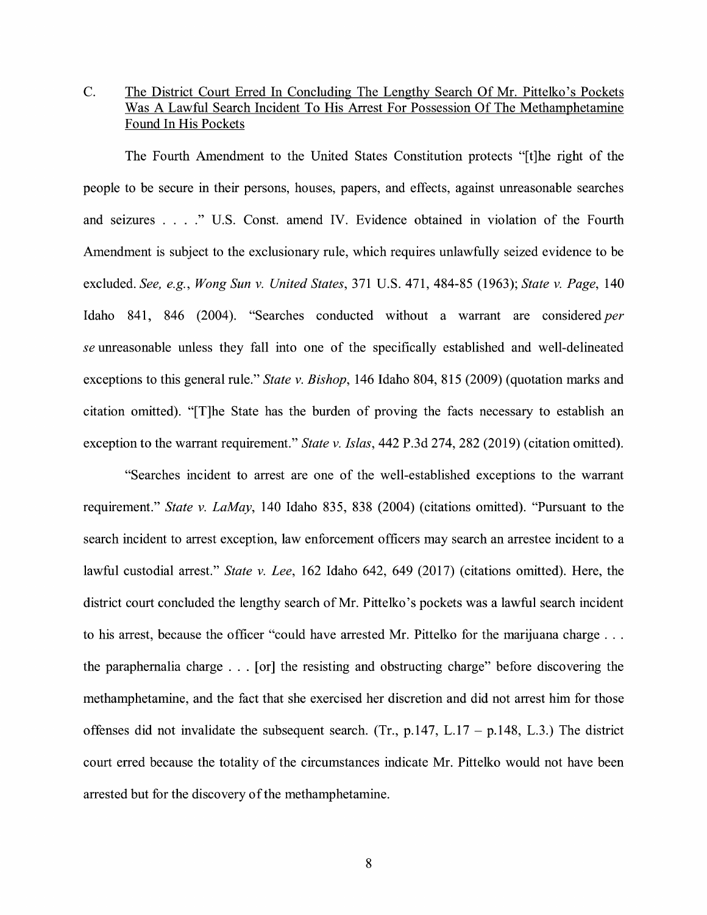### C. The District Court Erred In Concluding The Lengthy Search Of Mr. Pittelko's Pockets Was A Lawful Search Incident To His Arrest For Possession Of The Methamphetamine Found In His Pockets

The Fourth Amendment to the United States Constitution protects "[t]he right of the people to be secure in their persons, houses, papers, and effects, against unreasonable searches and seizures . . . ." U.S. Const. amend IV. Evidence obtained in violation of the Fourth Amendment is subject to the exclusionary rule, which requires unlawfully seized evidence to be excluded. *See, e.g.*, *Wong Sun v. United States*, 371 U.S. 471, 484-85 (1963); *State v. Page*, 140 Idaho 841, 846 (2004). "Searches conducted without a warrant are considered *per se* unreasonable unless they fall into one of the specifically established and well-delineated exceptions to this general rule." *State v. Bishop*, 146 Idaho 804, 815 (2009) (quotation marks and citation omitted). "[T]he State has the burden of proving the facts necessary to establish an exception to the warrant requirement." *State v. Islas*, 442 P.3d 274, 282 (2019) (citation omitted).

"Searches incident to arrest are one of the well-established exceptions to the warrant requirement." *State v. LaMay*, 140 Idaho 835, 838 (2004) (citations omitted). "Pursuant to the search incident to arrest exception, law enforcement officers may search an arrestee incident to a lawful custodial arrest." *State v. Lee*, 162 Idaho 642, 649 (2017) (citations omitted). Here, the district court concluded the lengthy search of Mr. Pittelko's pockets was a lawful search incident to his arrest, because the officer "could have arrested Mr. Pittelko for the marijuana charge . . . the paraphernalia charge . . . [or] the resisting and obstructing charge" before discovering the methamphetamine, and the fact that she exercised her discretion and did not arrest him for those offenses did not invalidate the subsequent search. (Tr., p.147, L.17 – p.148, L.3.) The district court erred because the totality of the circumstances indicate Mr. Pittelko would not have been arrested but for the discovery of the methamphetamine.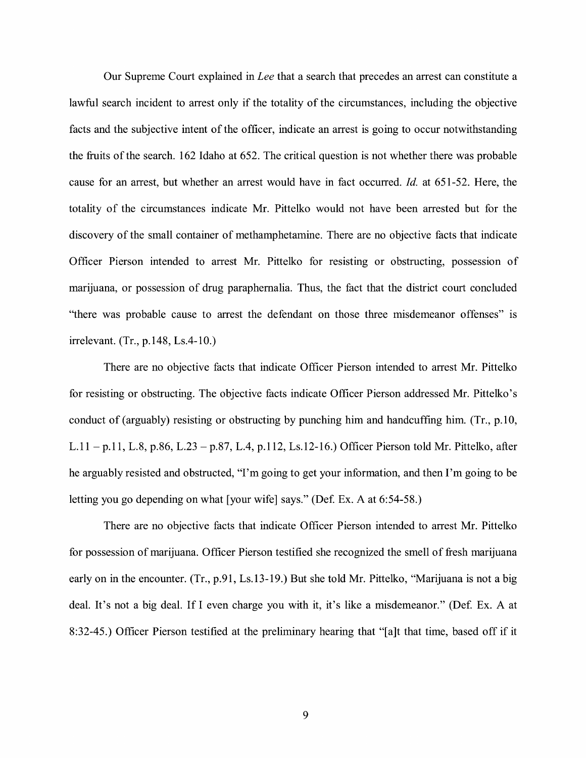Our Supreme Court explained in *Lee* that a search that precedes an arrest can constitute a lawful search incident to arrest only if the totality of the circumstances, including the objective facts and the subjective intent of the officer, indicate an arrest is going to occur notwithstanding the fruits of the search. 162 Idaho at 652. The critical question is not whether there was probable cause for an arrest, but whether an arrest would have in fact occurred. *Id.* at 651-52. Here, the totality of the circumstances indicate Mr. Pittelko would not have been arrested but for the discovery of the small container of methamphetamine. There are no objective facts that indicate Officer Pierson intended to arrest Mr. Pittelko for resisting or obstructing, possession of marijuana, or possession of drug paraphernalia. Thus, the fact that the district court concluded "there was probable cause to arrest the defendant on those three misdemeanor offenses" is irrelevant. (Tr., p.148, Ls.4-10.)

There are no objective facts that indicate Officer Pierson intended to arrest Mr. Pittelko for resisting or obstructing. The objective facts indicate Officer Pierson addressed Mr. Pittelko's conduct of (arguably) resisting or obstructing by punching him and handcuffing him. (Tr., p.10, L.11 – p.11, L.8, p.86, L.23 – p.87, L.4, p.112, Ls.12-16.) Officer Pierson told Mr. Pittelko, after he arguably resisted and obstructed, "I'm going to get your information, and then I'm going to be letting you go depending on what [your wife] says." (Def. Ex. A at 6:54-58.)

There are no objective facts that indicate Officer Pierson intended to arrest Mr. Pittelko for possession of marijuana. Officer Pierson testified she recognized the smell of fresh marijuana early on in the encounter. (Tr., p.91, Ls.13-19.) But she told Mr. Pittelko, "Marijuana is not a big deal. It's not a big deal. If I even charge you with it, it's like a misdemeanor." (Def. Ex. A at 8:32-45.) Officer Pierson testified at the preliminary hearing that "[a]t that time, based off if it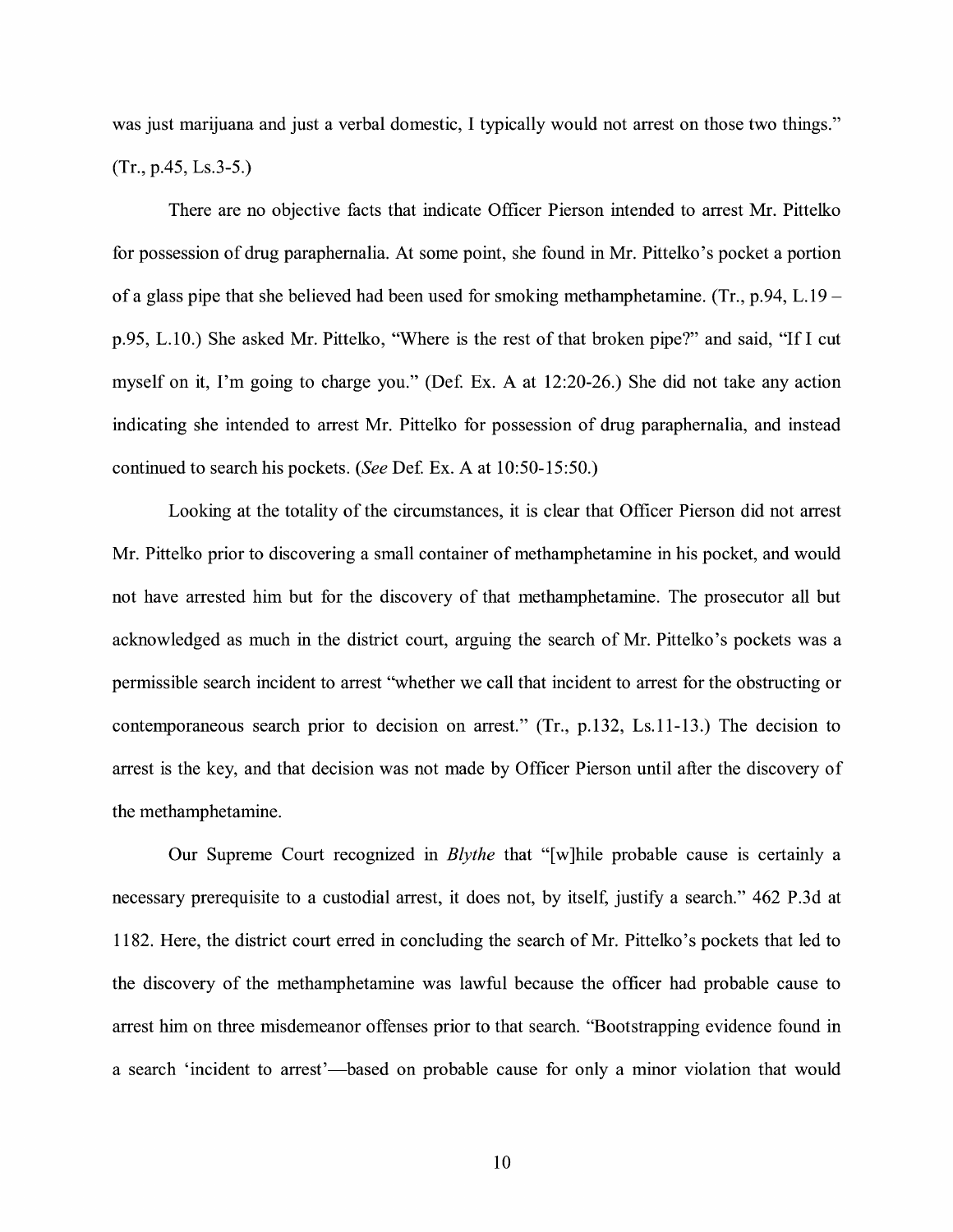was just marijuana and just a verbal domestic, I typically would not arrest on those two things." (Tr., p.45, Ls.3-5.)

There are no objective facts that indicate Officer Pierson intended to arrest Mr. Pittelko for possession of drug paraphernalia. At some point, she found in Mr. Pittelko's pocket a portion of a glass pipe that she believed had been used for smoking methamphetamine. (Tr., p.94, L.19 – p.95, L.10.) She asked Mr. Pittelko, "Where is the rest of that broken pipe?" and said, "If I cut myself on it, I'm going to charge you." (Def. Ex. A at 12:20-26.) She did not take any action indicating she intended to arrest Mr. Pittelko for possession of drug paraphernalia, and instead continued to search his pockets. (*See* Def. Ex. A at 10:50-15:50.)

Looking at the totality of the circumstances, it is clear that Officer Pierson did not arrest Mr. Pittelko prior to discovering a small container of methamphetamine in his pocket, and would not have arrested him but for the discovery of that methamphetamine. The prosecutor all but acknowledged as much in the district court, arguing the search of Mr. Pittelko's pockets was a permissible search incident to arrest "whether we call that incident to arrest for the obstructing or contemporaneous search prior to decision on arrest." (Tr., p.132, Ls.11-13.) The decision to arrest is the key, and that decision was not made by Officer Pierson until after the discovery of the methamphetamine.

Our Supreme Court recognized in *Blythe* that "[w]hile probable cause is certainly a necessary prerequisite to a custodial arrest, it does not, by itself, justify a search." 462 P.3d at 1182. Here, the district court erred in concluding the search of Mr. Pittelko's pockets that led to the discovery of the methamphetamine was lawful because the officer had probable cause to arrest him on three misdemeanor offenses prior to that search. "Bootstrapping evidence found in a search 'incident to arrest'—based on probable cause for only a minor violation that would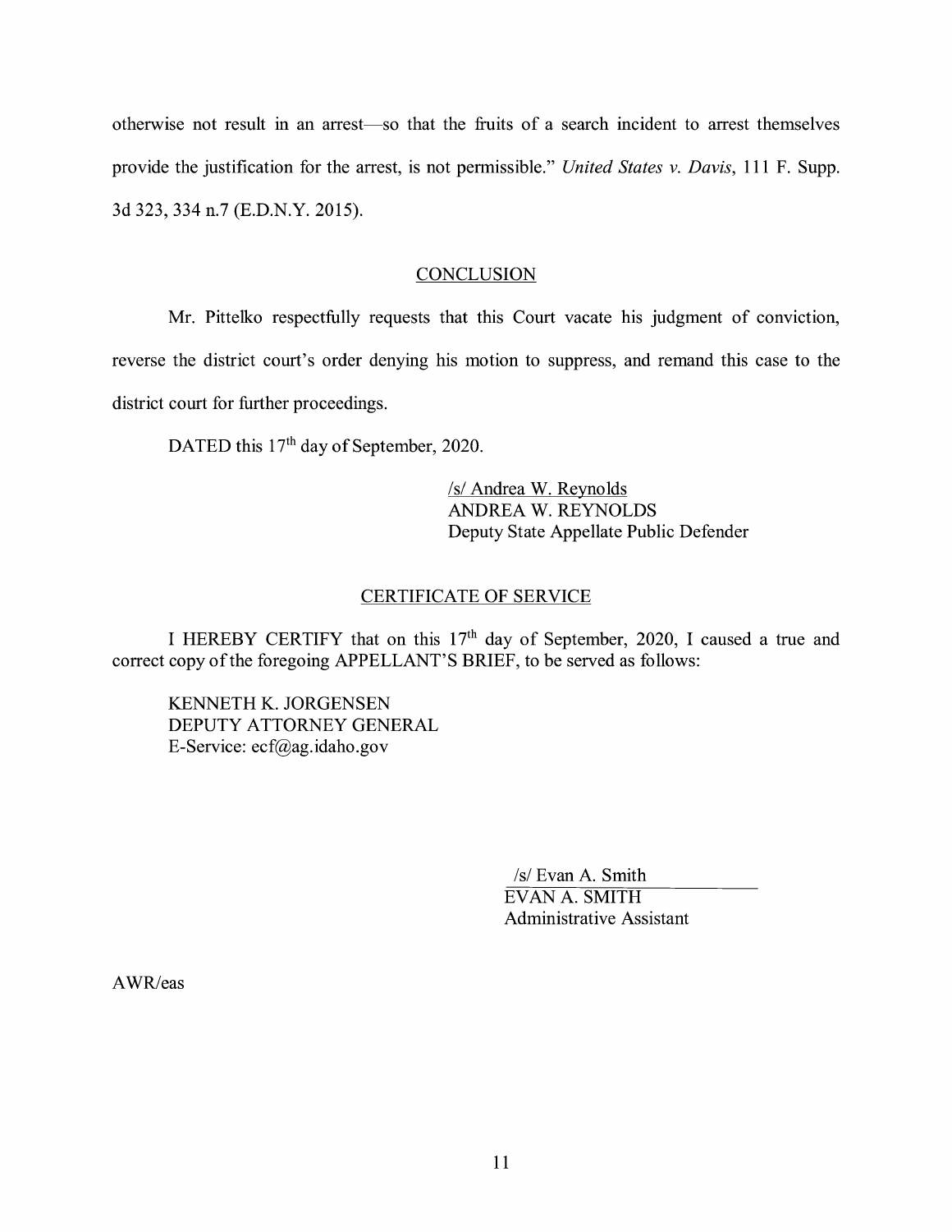otherwise not result in an arrest—so that the fruits of a search incident to arrest themselves provide the justification for the arrest, is not permissible." *United States v. Davis*, 111 F. Supp. 3d 323, 334 n.7 (E.D.N.Y. 2015).

## CONCLUSION

Mr. Pittelko respectfully requests that this Court vacate his judgment of conviction, reverse the district court's order denying his motion to suppress, and remand this case to the district court for further proceedings.

DATED this 17th day of September, 2020.

/s/ Andrea W. Reynolds
ANDREA W. REYNOLDS
Deputy State Appellate Public Defender

## CERTIFICATE OF SERVICE

I HEREBY CERTIFY that on this 17th day of September, 2020, I caused a true and correct copy of the foregoing APPELLANT'S BRIEF, to be served as follows:

KENNETH K. JORGENSEN
DEPUTY ATTORNEY GENERAL
E-Service: ecf@ag.idaho.gov

/s/ Evan A. Smith
EVAN A. SMITH
Administrative Assistant

AWR/eas